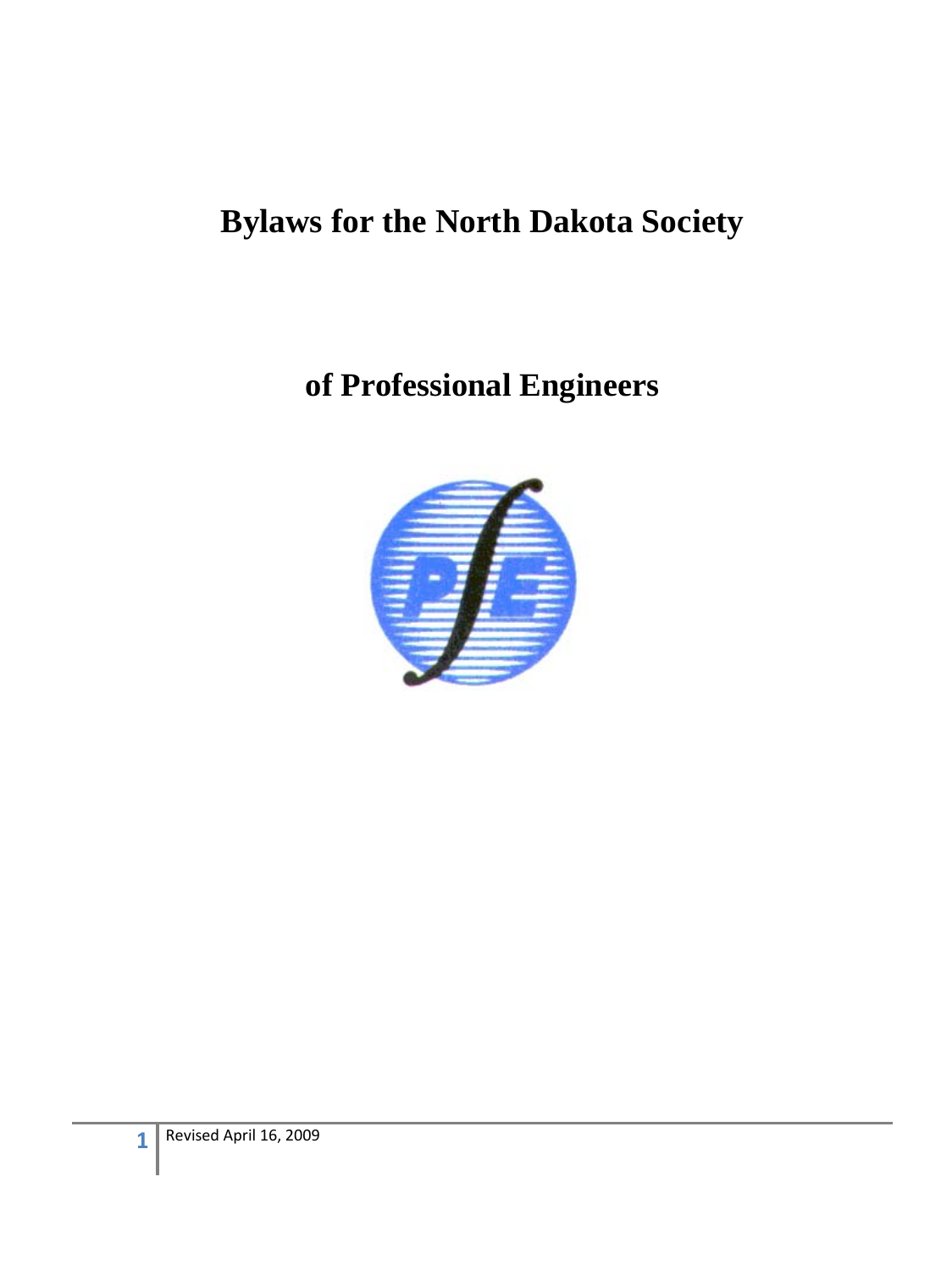# Bylaws for the North Dakota Society

# of Professional Engineers

Revised April 16, 2009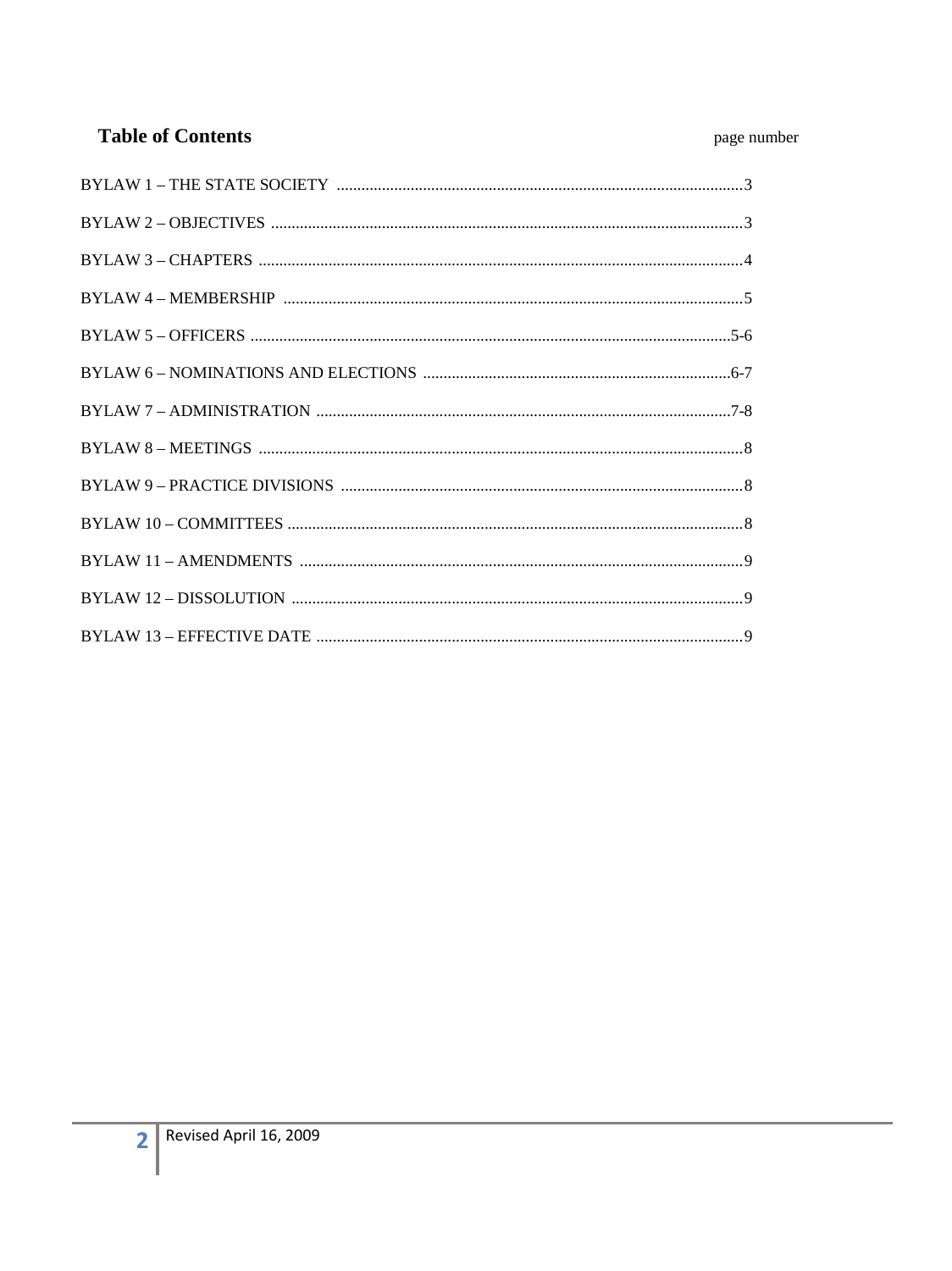## Table of Contents

| | page number |
|---|---|
| BYLAW 1 – THE STATE SOCIETY | 3 |
| BYLAW 2 – OBJECTIVES | 3 |
| BYLAW 3 – CHAPTERS | 4 |
| BYLAW 4 – MEMBERSHIP | 5 |
| BYLAW 5 – OFFICERS | 5-6 |
| BYLAW 6 – NOMINATIONS AND ELECTIONS | 6-7 |
| BYLAW 7 – ADMINISTRATION | 7-8 |
| BYLAW 8 – MEETINGS | 8 |
| BYLAW 9 – PRACTICE DIVISIONS | 8 |
| BYLAW 10 – COMMITTEES | 8 |
| BYLAW 11 – AMENDMENTS | 9 |
| BYLAW 12 – DISSOLUTION | 9 |
| BYLAW 13 – EFFECTIVE DATE | 9 |

Revised April 16, 2009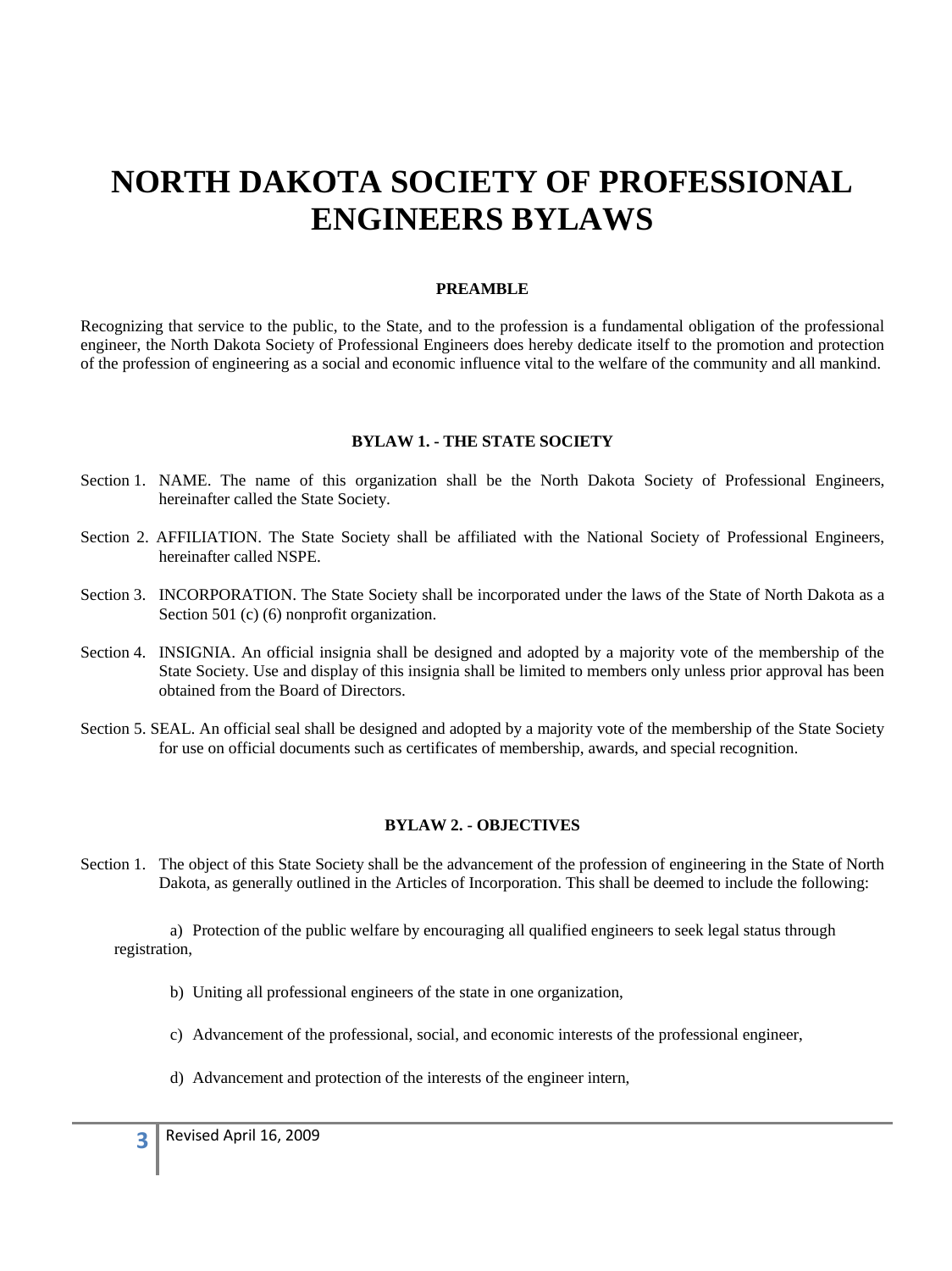# NORTH DAKOTA SOCIETY OF PROFESSIONAL ENGINEERS BYLAWS

**PREAMBLE**

Recognizing that service to the public, to the State, and to the profession is a fundamental obligation of the professional engineer, the North Dakota Society of Professional Engineers does hereby dedicate itself to the promotion and protection of the profession of engineering as a social and economic influence vital to the welfare of the community and all mankind.

**BYLAW 1. - THE STATE SOCIETY**

Section 1. NAME. The name of this organization shall be the North Dakota Society of Professional Engineers, hereinafter called the State Society.

Section 2. AFFILIATION. The State Society shall be affiliated with the National Society of Professional Engineers, hereinafter called NSPE.

Section 3. INCORPORATION. The State Society shall be incorporated under the laws of the State of North Dakota as a Section 501 (c) (6) nonprofit organization.

Section 4. INSIGNIA. An official insignia shall be designed and adopted by a majority vote of the membership of the State Society. Use and display of this insignia shall be limited to members only unless prior approval has been obtained from the Board of Directors.

Section 5. SEAL. An official seal shall be designed and adopted by a majority vote of the membership of the State Society for use on official documents such as certificates of membership, awards, and special recognition.

**BYLAW 2. - OBJECTIVES**

Section 1. The object of this State Society shall be the advancement of the profession of engineering in the State of North Dakota, as generally outlined in the Articles of Incorporation. This shall be deemed to include the following:

a) Protection of the public welfare by encouraging all qualified engineers to seek legal status through registration,

b) Uniting all professional engineers of the state in one organization,

c) Advancement of the professional, social, and economic interests of the professional engineer,

d) Advancement and protection of the interests of the engineer intern,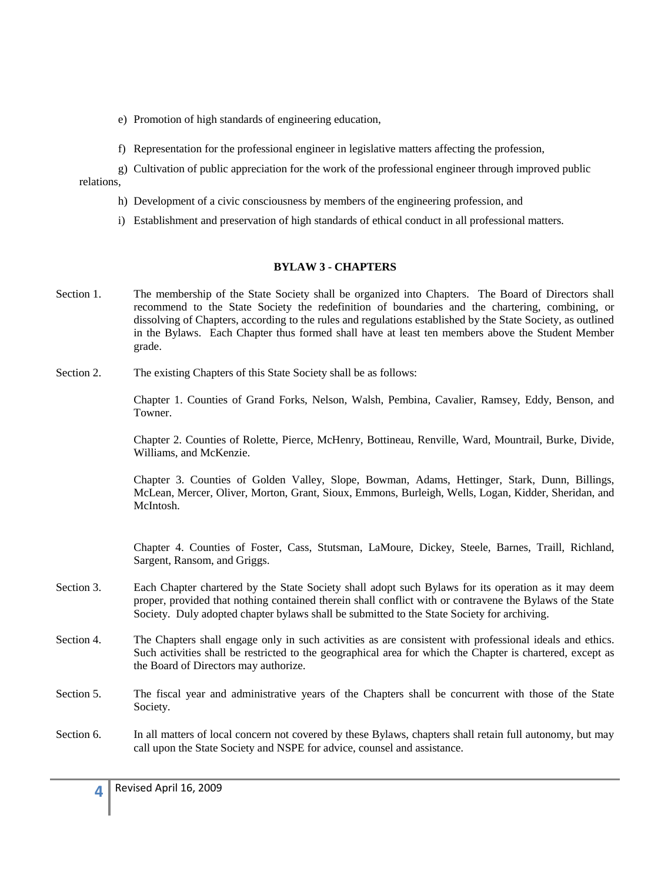e) Promotion of high standards of engineering education,

f) Representation for the professional engineer in legislative matters affecting the profession,

g) Cultivation of public appreciation for the work of the professional engineer through improved public relations,

h) Development of a civic consciousness by members of the engineering profession, and

i) Establishment and preservation of high standards of ethical conduct in all professional matters.

## BYLAW 3 - CHAPTERS

Section 1. The membership of the State Society shall be organized into Chapters. The Board of Directors shall recommend to the State Society the redefinition of boundaries and the chartering, combining, or dissolving of Chapters, according to the rules and regulations established by the State Society, as outlined in the Bylaws. Each Chapter thus formed shall have at least ten members above the Student Member grade.

Section 2. The existing Chapters of this State Society shall be as follows:

Chapter 1. Counties of Grand Forks, Nelson, Walsh, Pembina, Cavalier, Ramsey, Eddy, Benson, and Towner.

Chapter 2. Counties of Rolette, Pierce, McHenry, Bottineau, Renville, Ward, Mountrail, Burke, Divide, Williams, and McKenzie.

Chapter 3. Counties of Golden Valley, Slope, Bowman, Adams, Hettinger, Stark, Dunn, Billings, McLean, Mercer, Oliver, Morton, Grant, Sioux, Emmons, Burleigh, Wells, Logan, Kidder, Sheridan, and McIntosh.

Chapter 4. Counties of Foster, Cass, Stutsman, LaMoure, Dickey, Steele, Barnes, Traill, Richland, Sargent, Ransom, and Griggs.

Section 3. Each Chapter chartered by the State Society shall adopt such Bylaws for its operation as it may deem proper, provided that nothing contained therein shall conflict with or contravene the Bylaws of the State Society. Duly adopted chapter bylaws shall be submitted to the State Society for archiving.

Section 4. The Chapters shall engage only in such activities as are consistent with professional ideals and ethics. Such activities shall be restricted to the geographical area for which the Chapter is chartered, except as the Board of Directors may authorize.

Section 5. The fiscal year and administrative years of the Chapters shall be concurrent with those of the State Society.

Section 6. In all matters of local concern not covered by these Bylaws, chapters shall retain full autonomy, but may call upon the State Society and NSPE for advice, counsel and assistance.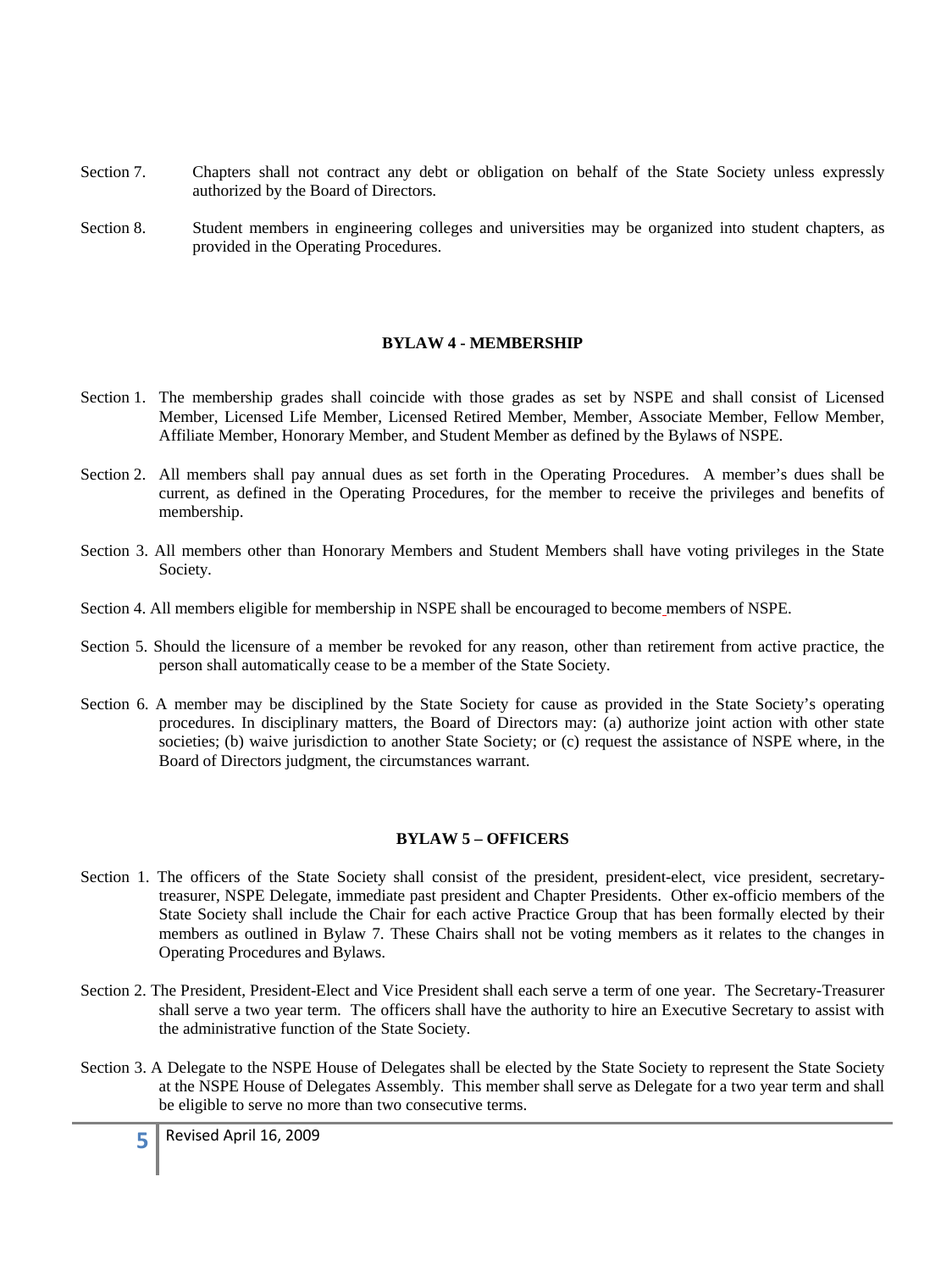Section 7. Chapters shall not contract any debt or obligation on behalf of the State Society unless expressly authorized by the Board of Directors.

Section 8. Student members in engineering colleges and universities may be organized into student chapters, as provided in the Operating Procedures.

## BYLAW 4 - MEMBERSHIP

Section 1. The membership grades shall coincide with those grades as set by NSPE and shall consist of Licensed Member, Licensed Life Member, Licensed Retired Member, Member, Associate Member, Fellow Member, Affiliate Member, Honorary Member, and Student Member as defined by the Bylaws of NSPE.

Section 2. All members shall pay annual dues as set forth in the Operating Procedures. A member's dues shall be current, as defined in the Operating Procedures, for the member to receive the privileges and benefits of membership.

Section 3. All members other than Honorary Members and Student Members shall have voting privileges in the State Society.

Section 4. All members eligible for membership in NSPE shall be encouraged to become members of NSPE.

Section 5. Should the licensure of a member be revoked for any reason, other than retirement from active practice, the person shall automatically cease to be a member of the State Society.

Section 6. A member may be disciplined by the State Society for cause as provided in the State Society's operating procedures. In disciplinary matters, the Board of Directors may: (a) authorize joint action with other state societies; (b) waive jurisdiction to another State Society; or (c) request the assistance of NSPE where, in the Board of Directors judgment, the circumstances warrant.

## BYLAW 5 – OFFICERS

Section 1. The officers of the State Society shall consist of the president, president-elect, vice president, secretary-treasurer, NSPE Delegate, immediate past president and Chapter Presidents. Other ex-officio members of the State Society shall include the Chair for each active Practice Group that has been formally elected by their members as outlined in Bylaw 7. These Chairs shall not be voting members as it relates to the changes in Operating Procedures and Bylaws.

Section 2. The President, President-Elect and Vice President shall each serve a term of one year. The Secretary-Treasurer shall serve a two year term. The officers shall have the authority to hire an Executive Secretary to assist with the administrative function of the State Society.

Section 3. A Delegate to the NSPE House of Delegates shall be elected by the State Society to represent the State Society at the NSPE House of Delegates Assembly. This member shall serve as Delegate for a two year term and shall be eligible to serve no more than two consecutive terms.

Revised April 16, 2009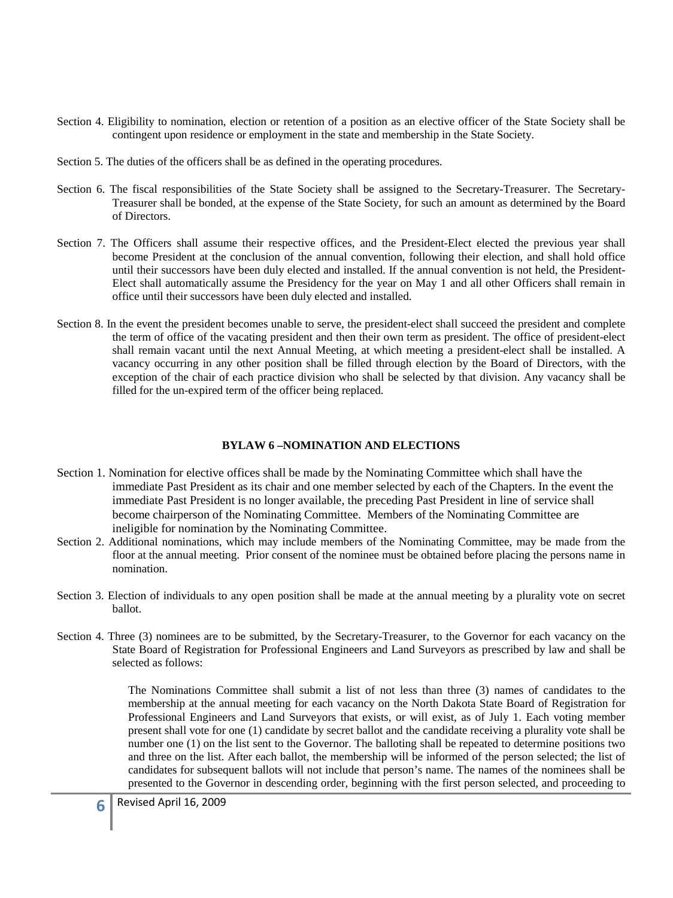Section 4. Eligibility to nomination, election or retention of a position as an elective officer of the State Society shall be contingent upon residence or employment in the state and membership in the State Society.

Section 5. The duties of the officers shall be as defined in the operating procedures.

Section 6. The fiscal responsibilities of the State Society shall be assigned to the Secretary-Treasurer. The Secretary-Treasurer shall be bonded, at the expense of the State Society, for such an amount as determined by the Board of Directors.

Section 7. The Officers shall assume their respective offices, and the President-Elect elected the previous year shall become President at the conclusion of the annual convention, following their election, and shall hold office until their successors have been duly elected and installed. If the annual convention is not held, the President-Elect shall automatically assume the Presidency for the year on May 1 and all other Officers shall remain in office until their successors have been duly elected and installed.

Section 8. In the event the president becomes unable to serve, the president-elect shall succeed the president and complete the term of office of the vacating president and then their own term as president. The office of president-elect shall remain vacant until the next Annual Meeting, at which meeting a president-elect shall be installed. A vacancy occurring in any other position shall be filled through election by the Board of Directors, with the exception of the chair of each practice division who shall be selected by that division. Any vacancy shall be filled for the un-expired term of the officer being replaced.

## BYLAW 6 –NOMINATION AND ELECTIONS

Section 1. Nomination for elective offices shall be made by the Nominating Committee which shall have the immediate Past President as its chair and one member selected by each of the Chapters. In the event the immediate Past President is no longer available, the preceding Past President in line of service shall become chairperson of the Nominating Committee. Members of the Nominating Committee are ineligible for nomination by the Nominating Committee.

Section 2. Additional nominations, which may include members of the Nominating Committee, may be made from the floor at the annual meeting. Prior consent of the nominee must be obtained before placing the persons name in nomination.

Section 3. Election of individuals to any open position shall be made at the annual meeting by a plurality vote on secret ballot.

Section 4. Three (3) nominees are to be submitted, by the Secretary-Treasurer, to the Governor for each vacancy on the State Board of Registration for Professional Engineers and Land Surveyors as prescribed by law and shall be selected as follows:

The Nominations Committee shall submit a list of not less than three (3) names of candidates to the membership at the annual meeting for each vacancy on the North Dakota State Board of Registration for Professional Engineers and Land Surveyors that exists, or will exist, as of July 1. Each voting member present shall vote for one (1) candidate by secret ballot and the candidate receiving a plurality vote shall be number one (1) on the list sent to the Governor. The balloting shall be repeated to determine positions two and three on the list. After each ballot, the membership will be informed of the person selected; the list of candidates for subsequent ballots will not include that person's name. The names of the nominees shall be presented to the Governor in descending order, beginning with the first person selected, and proceeding to

Revised April 16, 2009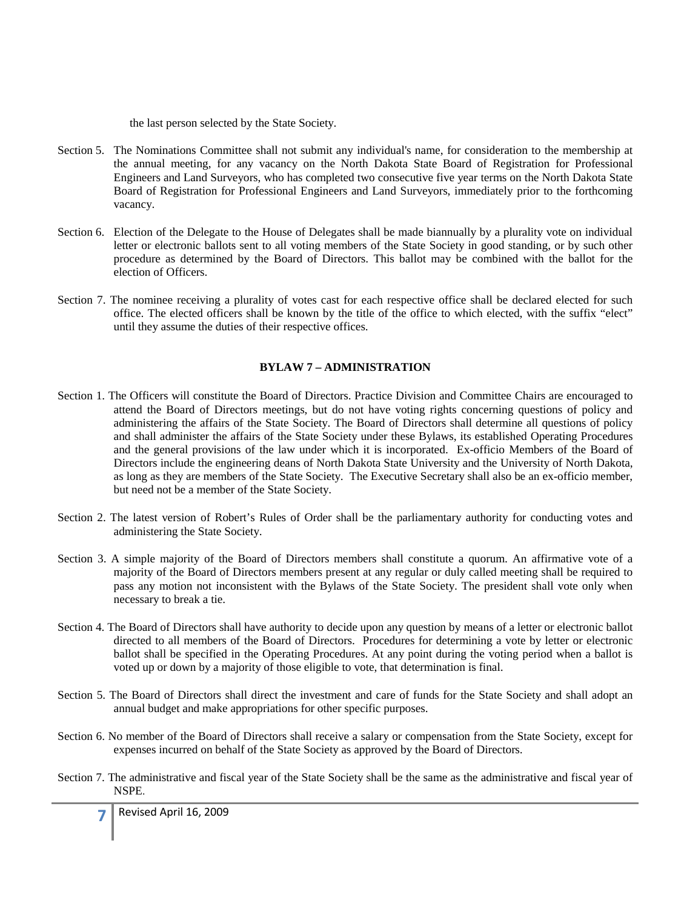the last person selected by the State Society.

Section 5. The Nominations Committee shall not submit any individual's name, for consideration to the membership at the annual meeting, for any vacancy on the North Dakota State Board of Registration for Professional Engineers and Land Surveyors, who has completed two consecutive five year terms on the North Dakota State Board of Registration for Professional Engineers and Land Surveyors, immediately prior to the forthcoming vacancy.

Section 6. Election of the Delegate to the House of Delegates shall be made biannually by a plurality vote on individual letter or electronic ballots sent to all voting members of the State Society in good standing, or by such other procedure as determined by the Board of Directors. This ballot may be combined with the ballot for the election of Officers.

Section 7. The nominee receiving a plurality of votes cast for each respective office shall be declared elected for such office. The elected officers shall be known by the title of the office to which elected, with the suffix "elect" until they assume the duties of their respective offices.

## BYLAW 7 – ADMINISTRATION

Section 1. The Officers will constitute the Board of Directors. Practice Division and Committee Chairs are encouraged to attend the Board of Directors meetings, but do not have voting rights concerning questions of policy and administering the affairs of the State Society. The Board of Directors shall determine all questions of policy and shall administer the affairs of the State Society under these Bylaws, its established Operating Procedures and the general provisions of the law under which it is incorporated. Ex-officio Members of the Board of Directors include the engineering deans of North Dakota State University and the University of North Dakota, as long as they are members of the State Society. The Executive Secretary shall also be an ex-officio member, but need not be a member of the State Society.

Section 2. The latest version of Robert's Rules of Order shall be the parliamentary authority for conducting votes and administering the State Society.

Section 3. A simple majority of the Board of Directors members shall constitute a quorum. An affirmative vote of a majority of the Board of Directors members present at any regular or duly called meeting shall be required to pass any motion not inconsistent with the Bylaws of the State Society. The president shall vote only when necessary to break a tie.

Section 4. The Board of Directors shall have authority to decide upon any question by means of a letter or electronic ballot directed to all members of the Board of Directors. Procedures for determining a vote by letter or electronic ballot shall be specified in the Operating Procedures. At any point during the voting period when a ballot is voted up or down by a majority of those eligible to vote, that determination is final.

Section 5. The Board of Directors shall direct the investment and care of funds for the State Society and shall adopt an annual budget and make appropriations for other specific purposes.

Section 6. No member of the Board of Directors shall receive a salary or compensation from the State Society, except for expenses incurred on behalf of the State Society as approved by the Board of Directors.

Section 7. The administrative and fiscal year of the State Society shall be the same as the administrative and fiscal year of NSPE.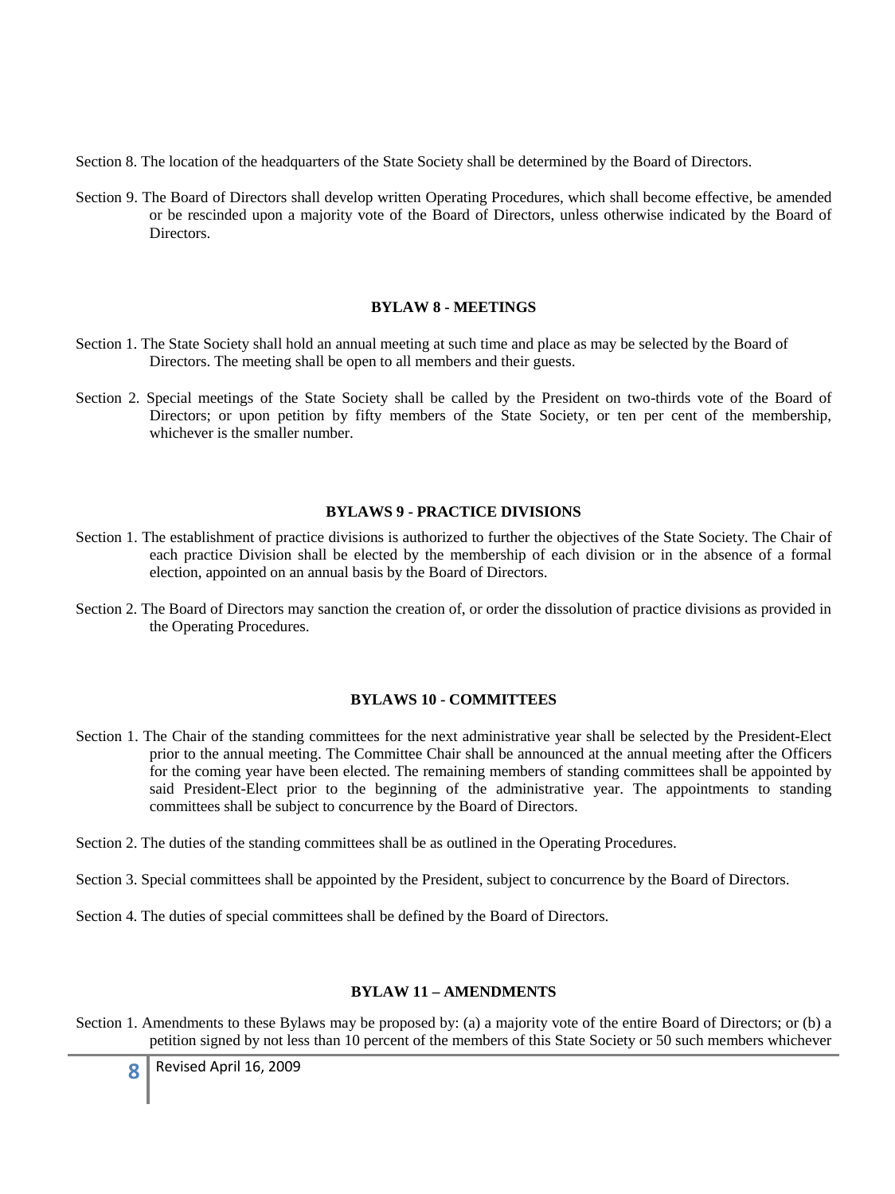Section 8. The location of the headquarters of the State Society shall be determined by the Board of Directors.

Section 9. The Board of Directors shall develop written Operating Procedures, which shall become effective, be amended or be rescinded upon a majority vote of the Board of Directors, unless otherwise indicated by the Board of Directors.

## BYLAW 8 - MEETINGS

Section 1. The State Society shall hold an annual meeting at such time and place as may be selected by the Board of Directors. The meeting shall be open to all members and their guests.

Section 2. Special meetings of the State Society shall be called by the President on two-thirds vote of the Board of Directors; or upon petition by fifty members of the State Society, or ten per cent of the membership, whichever is the smaller number.

## BYLAWS 9 - PRACTICE DIVISIONS

Section 1. The establishment of practice divisions is authorized to further the objectives of the State Society. The Chair of each practice Division shall be elected by the membership of each division or in the absence of a formal election, appointed on an annual basis by the Board of Directors.

Section 2. The Board of Directors may sanction the creation of, or order the dissolution of practice divisions as provided in the Operating Procedures.

## BYLAWS 10 - COMMITTEES

Section 1. The Chair of the standing committees for the next administrative year shall be selected by the President-Elect prior to the annual meeting. The Committee Chair shall be announced at the annual meeting after the Officers for the coming year have been elected. The remaining members of standing committees shall be appointed by said President-Elect prior to the beginning of the administrative year. The appointments to standing committees shall be subject to concurrence by the Board of Directors.

Section 2. The duties of the standing committees shall be as outlined in the Operating Procedures.

Section 3. Special committees shall be appointed by the President, subject to concurrence by the Board of Directors.

Section 4. The duties of special committees shall be defined by the Board of Directors.

## BYLAW 11 – AMENDMENTS

Section 1. Amendments to these Bylaws may be proposed by: (a) a majority vote of the entire Board of Directors; or (b) a petition signed by not less than 10 percent of the members of this State Society or 50 such members whichever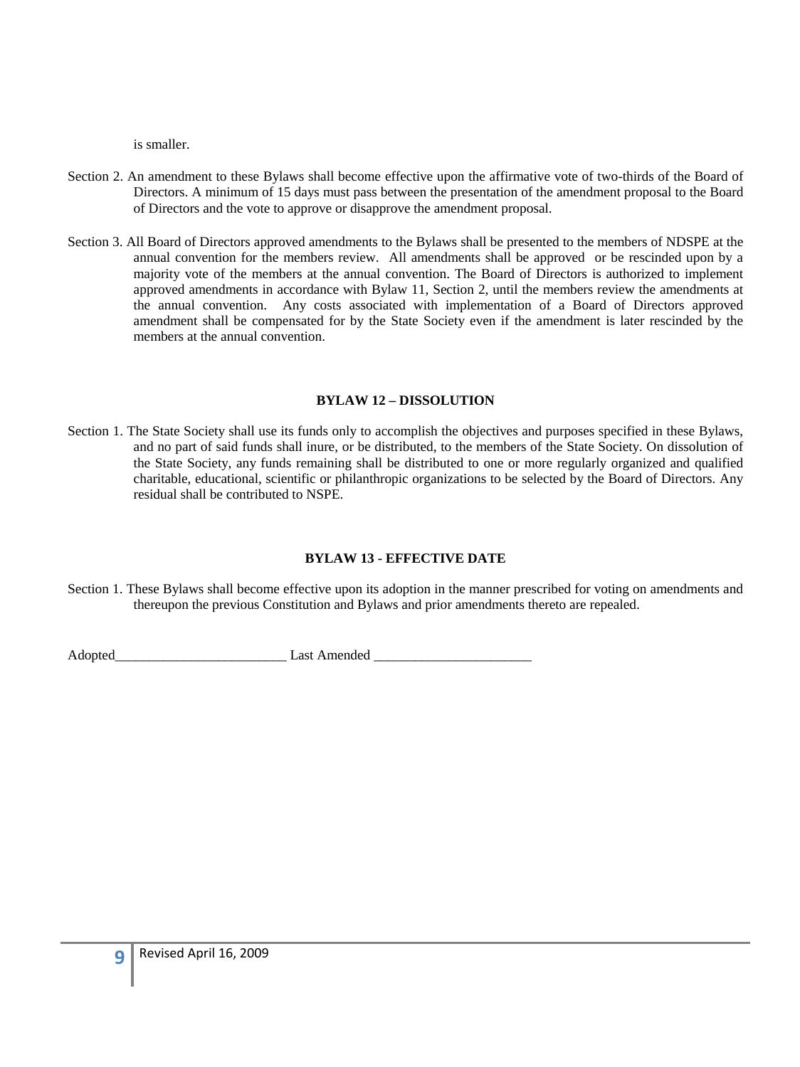is smaller.

Section 2. An amendment to these Bylaws shall become effective upon the affirmative vote of two-thirds of the Board of Directors. A minimum of 15 days must pass between the presentation of the amendment proposal to the Board of Directors and the vote to approve or disapprove the amendment proposal.

Section 3. All Board of Directors approved amendments to the Bylaws shall be presented to the members of NDSPE at the annual convention for the members review. All amendments shall be approved or be rescinded upon by a majority vote of the members at the annual convention. The Board of Directors is authorized to implement approved amendments in accordance with Bylaw 11, Section 2, until the members review the amendments at the annual convention. Any costs associated with implementation of a Board of Directors approved amendment shall be compensated for by the State Society even if the amendment is later rescinded by the members at the annual convention.

## BYLAW 12 – DISSOLUTION

Section 1. The State Society shall use its funds only to accomplish the objectives and purposes specified in these Bylaws, and no part of said funds shall inure, or be distributed, to the members of the State Society. On dissolution of the State Society, any funds remaining shall be distributed to one or more regularly organized and qualified charitable, educational, scientific or philanthropic organizations to be selected by the Board of Directors. Any residual shall be contributed to NSPE.

## BYLAW 13 - EFFECTIVE DATE

Section 1. These Bylaws shall become effective upon its adoption in the manner prescribed for voting on amendments and thereupon the previous Constitution and Bylaws and prior amendments thereto are repealed.

Adopted_________________________ Last Amended _______________________

Revised April 16, 2009